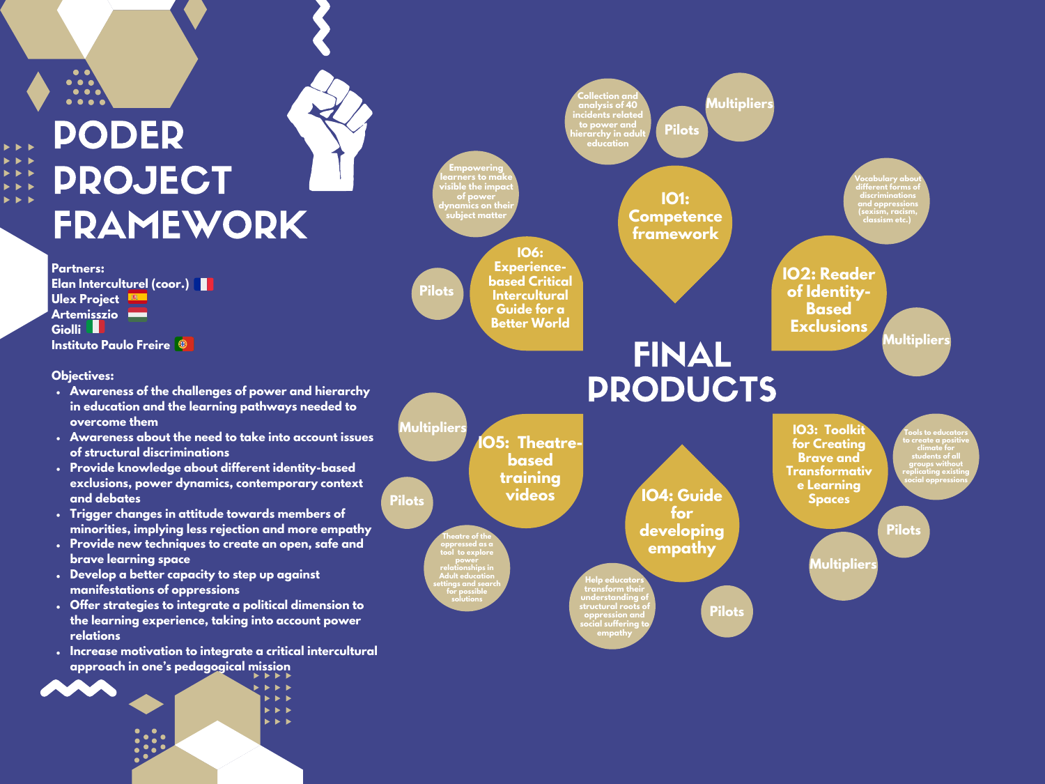# PODER PROJECT FRAMEWORK

**Partners:**

- Elan Interculturel (coor.)
- Ulex Project
- Artemisszio
- Giolli
- Instituto Paulo Freire

**Objectives:**

- Awareness of the challenges of power and hierarchy in education and the learning pathways needed to overcome them
- Awareness about the need to take into account issues of structural discriminations
- Provide knowledge about different identity-based exclusions, power dynamics, contemporary context and debates
- Trigger changes in attitude towards members of minorities, implying less rejection and more empathy
- Provide new techniques to create an open, safe and brave learning space
- Develop a better capacity to step up against manifestations of oppressions
- Offer strategies to integrate a political dimension to the learning experience, taking into account power relations
- Increase motivation to integrate a critical intercultural approach in one's pedagogical mission

## FINAL PRODUCTS

### IO1: Competence framework

- Collection and analysis of 40 incidents related to power and hierarchy in adult education
- Pilots
- Multipliers

### IO2: Reader of Identity-Based Exclusions

- Vocabulary about different forms of discriminations and oppressions (sexism, racism, classism etc.)
- Multipliers

### IO3: Toolkit for Creating Brave and Transformative Learning Spaces

- Tools to educators to create a positive climate for students of all groups without replicating existing social oppressions
- Pilots
- Multipliers

### IO4: Guide for developing empathy

- Help educators transform their understanding of structural roots of oppression and social suffering to empathy
- Pilots

### IO5: Theatre-based training videos

- Theatre of the oppressed as a tool to explore power relationships in Adult education settings and search for possible solutions
- Multipliers
- Pilots

### IO6: Experience-based Critical Intercultural Guide for a Better World

- Empowering learners to make visible the impact of power dynamics on their subject matter
- Pilots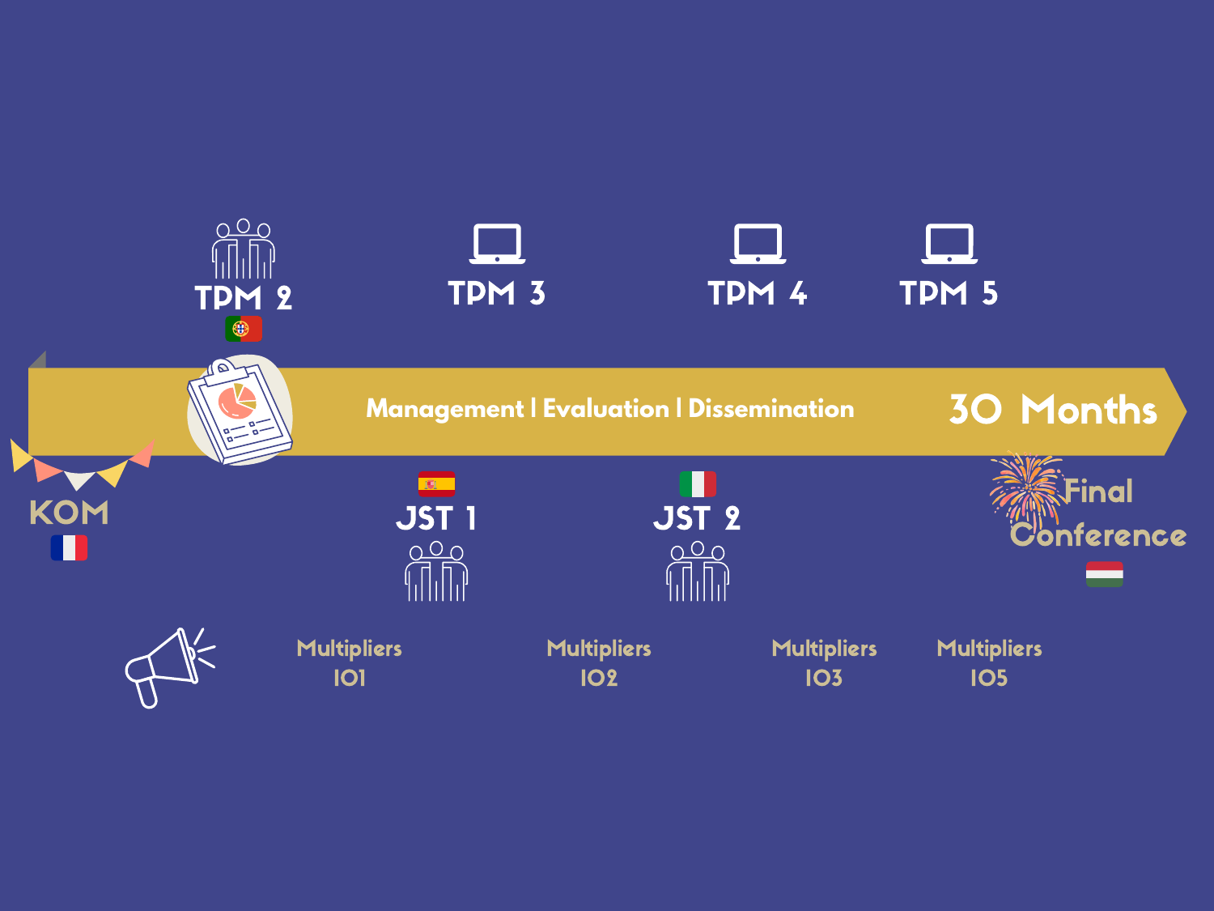TPM 2

TPM 3

TPM 4

TPM 5

Management | Evaluation | Dissemination

30 Months

KOM

JST 1

JST 2

Final Conference

Multipliers IO1

Multipliers IO2

Multipliers IO3

Multipliers IO5